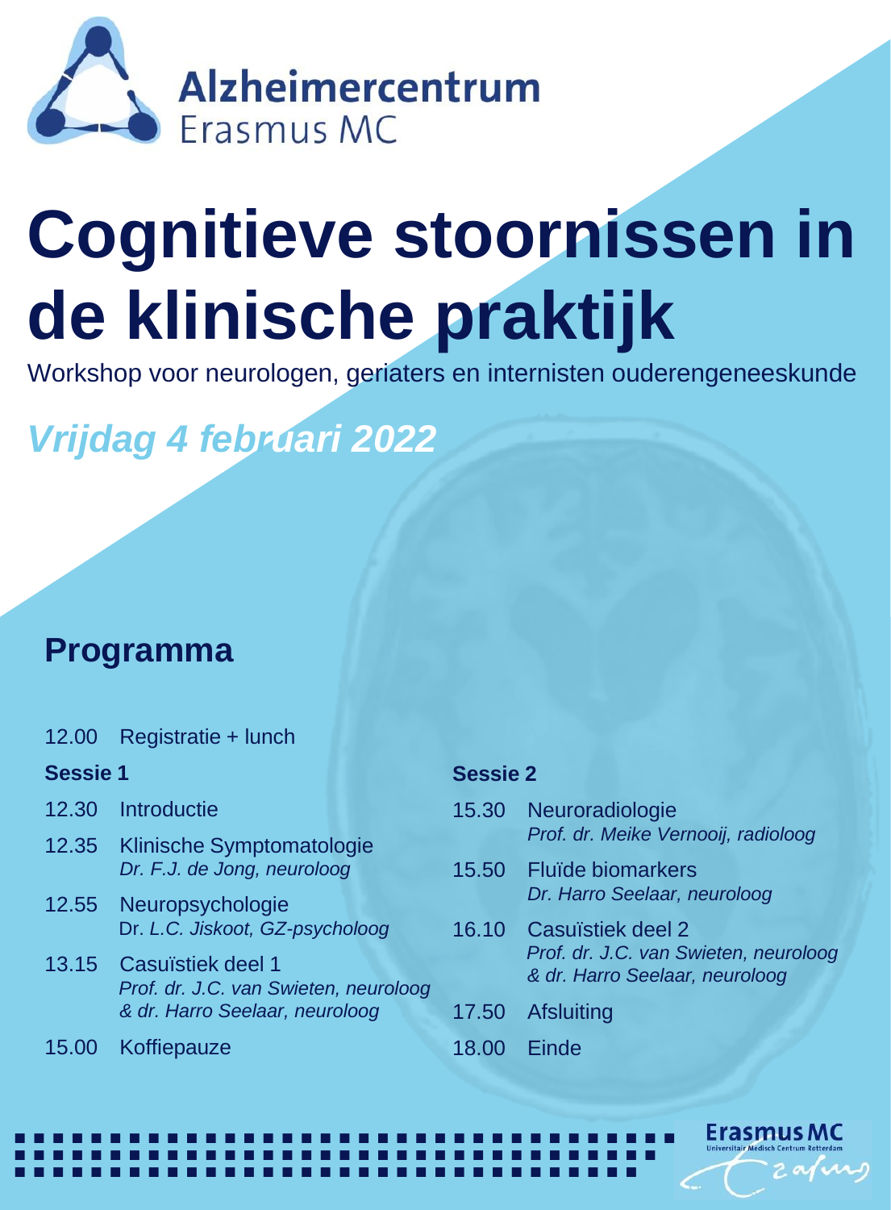Alzheimercentrum
Erasmus MC

# Cognitieve stoornissen in de klinische praktijk

Workshop voor neurologen, geriaters en internisten ouderengeneeskunde

## *Vrijdag 4 februari 2022*

## Programma

12.00 Registratie + lunch

**Sessie 1**

12.30 Introductie

12.35 Klinische Symptomatologie
*Dr. F.J. de Jong, neuroloog*

12.55 Neuropsychologie
Dr. *L.C. Jiskoot, GZ-psycholoog*

13.15 Casuïstiek deel 1
*Prof. dr. J.C. van Swieten, neuroloog & dr. Harro Seelaar, neuroloog*

15.00 Koffiepauze

**Sessie 2**

15.30 Neuroradiologie
*Prof. dr. Meike Vernooij, radioloog*

15.50 Fluïde biomarkers
*Dr. Harro Seelaar, neuroloog*

16.10 Casuïstiek deel 2
*Prof. dr. J.C. van Swieten, neuroloog & dr. Harro Seelaar, neuroloog*

17.50 Afsluiting

18.00 Einde

Erasmus MC
Universitair Medisch Centrum Rotterdam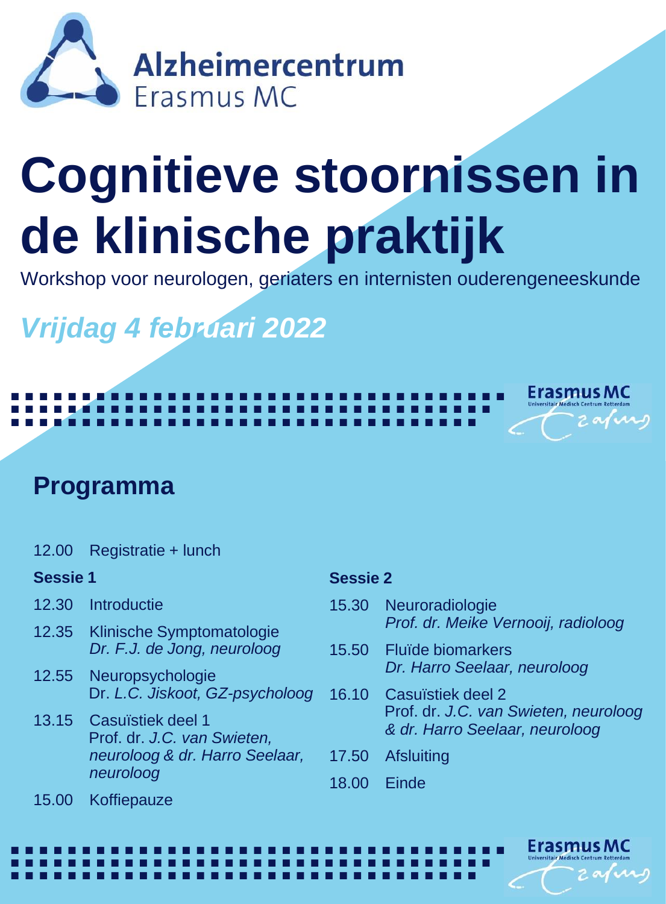Alzheimercentrum
Erasmus MC

# Cognitieve stoornissen in de klinische praktijk

Workshop voor neurologen, geriaters en internisten ouderengeneeskunde

***Vrijdag 4 februari 2022***

## Programma

12.00 Registratie + lunch

### Sessie 1

12.30 Introductie

12.35 Klinische Symptomatologie
*Dr. F.J. de Jong, neuroloog*

12.55 Neuropsychologie
Dr. *L.C. Jiskoot, GZ-psycholoog*

13.15 Casuïstiek deel 1
Prof. dr. *J.C. van Swieten, neuroloog & dr. Harro Seelaar, neuroloog*

15.00 Koffiepauze

### Sessie 2

15.30 Neuroradiologie
*Prof. dr. Meike Vernooij, radioloog*

15.50 Fluïde biomarkers
*Dr. Harro Seelaar, neuroloog*

16.10 Casuïstiek deel 2
Prof. dr. *J.C. van Swieten, neuroloog & dr. Harro Seelaar, neuroloog*

17.50 Afsluiting

18.00 Einde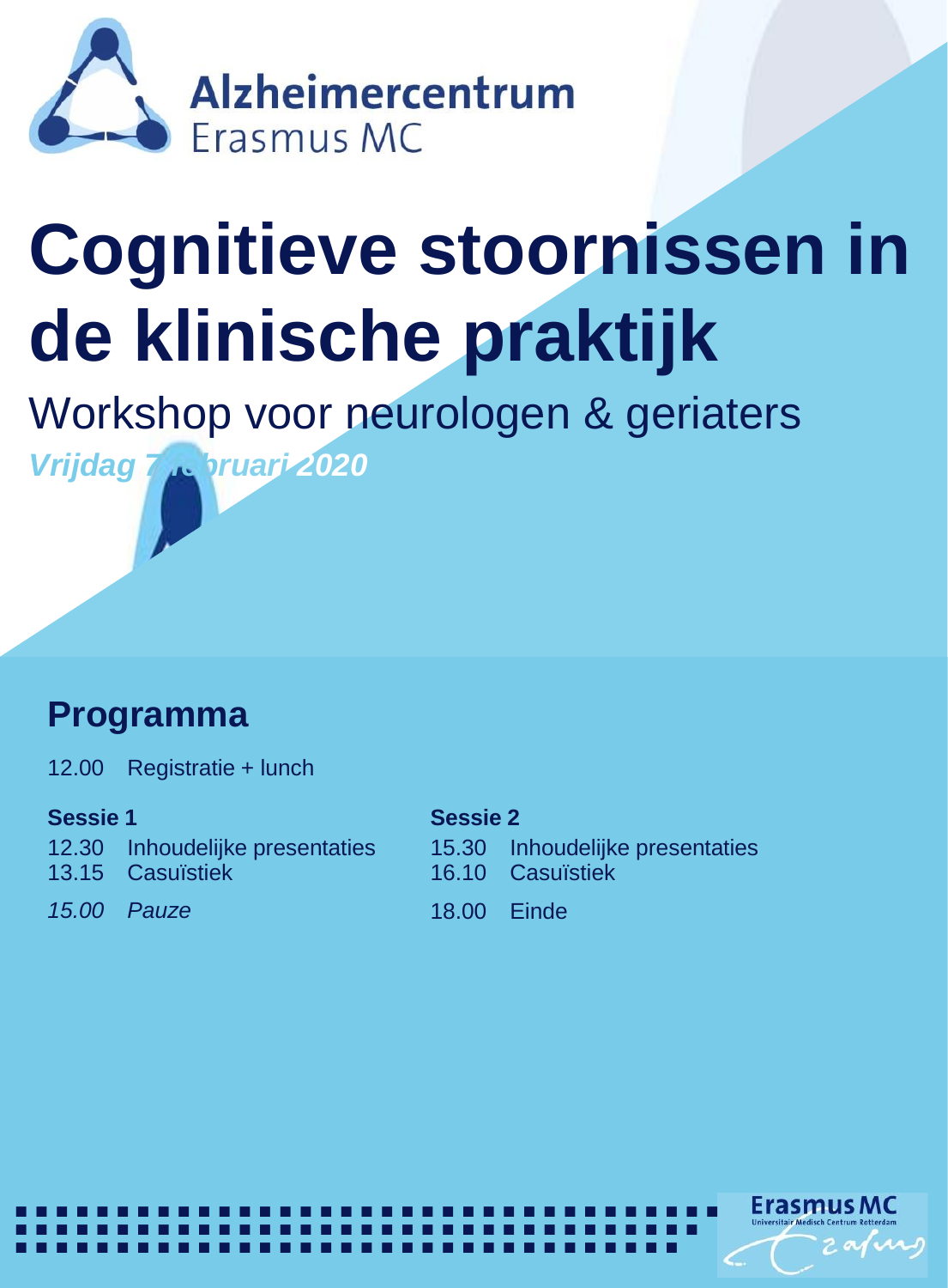Alzheimercentrum
Erasmus MC

# Cognitieve stoornissen in de klinische praktijk

## Workshop voor neurologen & geriaters

***Vrijdag 7 februari 2020***

## Programma

12.00 Registratie + lunch

**Sessie 1**

12.30 Inhoudelijke presentaties
13.15 Casuïstiek

*15.00 Pauze*

**Sessie 2**

15.30 Inhoudelijke presentaties
16.10 Casuïstiek

18.00 Einde

Erasmus MC
Universitair Medisch Centrum Rotterdam